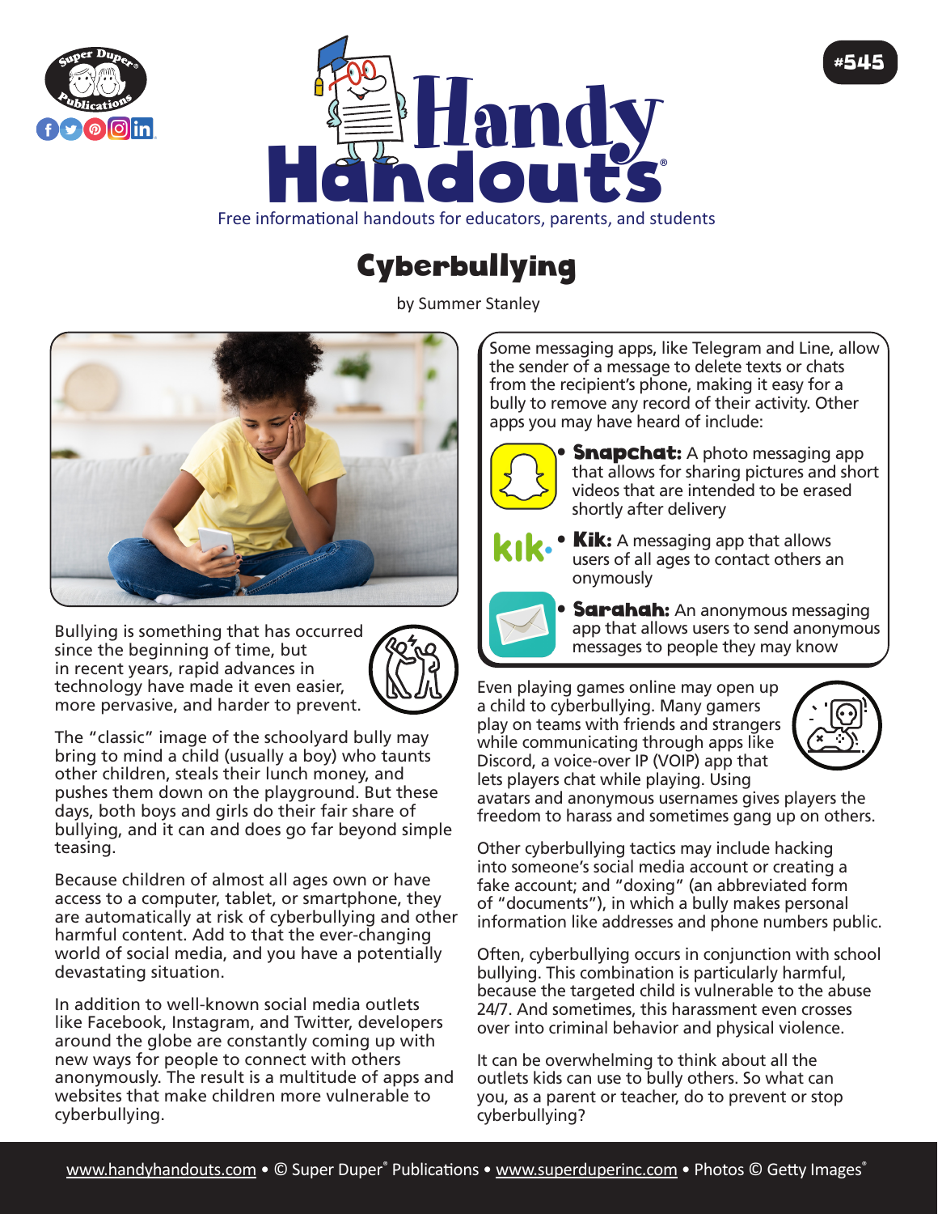# Cyberbullying

by Summer Stanley

Bullying is something that has occurred since the beginning of time, but in recent years, rapid advances in technology have made it even easier, more pervasive, and harder to prevent.

The "classic" image of the schoolyard bully may bring to mind a child (usually a boy) who taunts other children, steals their lunch money, and pushes them down on the playground. But these days, both boys and girls do their fair share of bullying, and it can and does go far beyond simple teasing.

Because children of almost all ages own or have access to a computer, tablet, or smartphone, they are automatically at risk of cyberbullying and other harmful content. Add to that the ever-changing world of social media, and you have a potentially devastating situation.

In addition to well-known social media outlets like Facebook, Instagram, and Twitter, developers around the globe are constantly coming up with new ways for people to connect with others anonymously. The result is a multitude of apps and websites that make children more vulnerable to cyberbullying.

Some messaging apps, like Telegram and Line, allow the sender of a message to delete texts or chats from the recipient's phone, making it easy for a bully to remove any record of their activity. Other apps you may have heard of include:

- **Snapchat:** A photo messaging app that allows for sharing pictures and short videos that are intended to be erased shortly after delivery
- **Kik:** A messaging app that allows users of all ages to contact others anonymously
- **Sarahah:** An anonymous messaging app that allows users to send anonymous messages to people they may know

Even playing games online may open up a child to cyberbullying. Many gamers play on teams with friends and strangers while communicating through apps like Discord, a voice-over IP (VOIP) app that lets players chat while playing. Using avatars and anonymous usernames gives players the freedom to harass and sometimes gang up on others.

Other cyberbullying tactics may include hacking into someone's social media account or creating a fake account; and "doxing" (an abbreviated form of "documents"), in which a bully makes personal information like addresses and phone numbers public.

Often, cyberbullying occurs in conjunction with school bullying. This combination is particularly harmful, because the targeted child is vulnerable to the abuse 24/7. And sometimes, this harassment even crosses over into criminal behavior and physical violence.

It can be overwhelming to think about all the outlets kids can use to bully others. So what can you, as a parent or teacher, do to prevent or stop cyberbullying?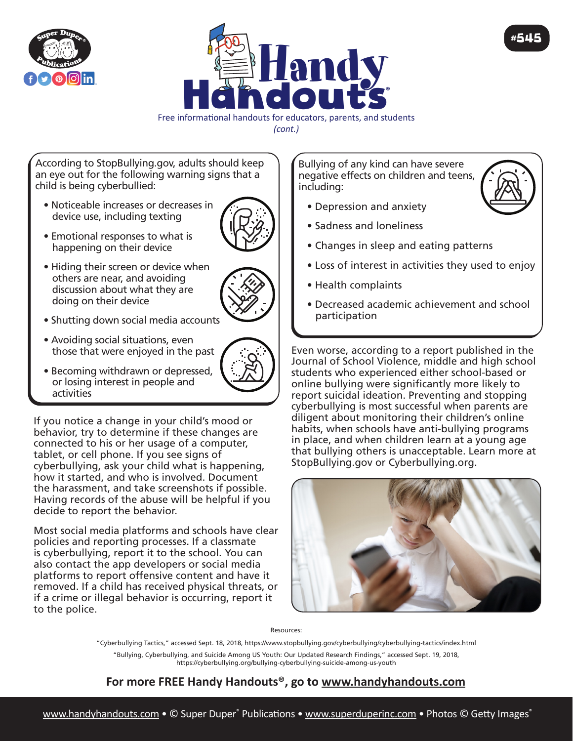(cont.)

According to StopBullying.gov, adults should keep an eye out for the following warning signs that a child is being cyberbullied:

- Noticeable increases or decreases in device use, including texting
- Emotional responses to what is happening on their device
- Hiding their screen or device when others are near, and avoiding discussion about what they are doing on their device
- Shutting down social media accounts
- Avoiding social situations, even those that were enjoyed in the past
- Becoming withdrawn or depressed, or losing interest in people and activities

If you notice a change in your child's mood or behavior, try to determine if these changes are connected to his or her usage of a computer, tablet, or cell phone. If you see signs of cyberbullying, ask your child what is happening, how it started, and who is involved. Document the harassment, and take screenshots if possible. Having records of the abuse will be helpful if you decide to report the behavior.

Most social media platforms and schools have clear policies and reporting processes. If a classmate is cyberbullying, report it to the school. You can also contact the app developers or social media platforms to report offensive content and have it removed. If a child has received physical threats, or if a crime or illegal behavior is occurring, report it to the police.

Bullying of any kind can have severe negative effects on children and teens, including:

- Depression and anxiety
- Sadness and loneliness
- Changes in sleep and eating patterns
- Loss of interest in activities they used to enjoy
- Health complaints
- Decreased academic achievement and school participation

Even worse, according to a report published in the Journal of School Violence, middle and high school students who experienced either school-based or online bullying were significantly more likely to report suicidal ideation. Preventing and stopping cyberbullying is most successful when parents are diligent about monitoring their children's online habits, when schools have anti-bullying programs in place, and when children learn at a young age that bullying others is unacceptable. Learn more at StopBullying.gov or Cyberbullying.org.

Resources:

"Cyberbullying Tactics," accessed Sept. 18, 2018, https://www.stopbullying.gov/cyberbullying/cyberbullying-tactics/index.html

"Bullying, Cyberbullying, and Suicide Among US Youth: Our Updated Research Findings," accessed Sept. 19, 2018, https://cyberbullying.org/bullying-cyberbullying-suicide-among-us-youth

**For more FREE Handy Handouts®, go to www.handyhandouts.com**